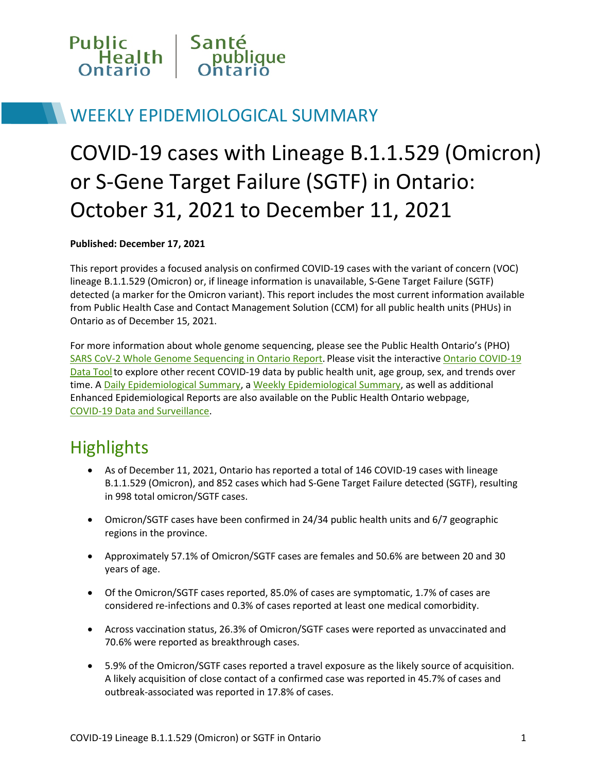Public Health Ontario | Santé publique Ontario

## WEEKLY EPIDEMIOLOGICAL SUMMARY

# COVID-19 cases with Lineage B.1.1.529 (Omicron) or S-Gene Target Failure (SGTF) in Ontario: October 31, 2021 to December 11, 2021

**Published: December 17, 2021**

This report provides a focused analysis on confirmed COVID-19 cases with the variant of concern (VOC) lineage B.1.1.529 (Omicron) or, if lineage information is unavailable, S-Gene Target Failure (SGTF) detected (a marker for the Omicron variant). This report includes the most current information available from Public Health Case and Contact Management Solution (CCM) for all public health units (PHUs) in Ontario as of December 15, 2021.

For more information about whole genome sequencing, please see the Public Health Ontario's (PHO) SARS CoV-2 Whole Genome Sequencing in Ontario Report. Please visit the interactive Ontario COVID-19 Data Tool to explore other recent COVID-19 data by public health unit, age group, sex, and trends over time. A Daily Epidemiological Summary, a Weekly Epidemiological Summary, as well as additional Enhanced Epidemiological Reports are also available on the Public Health Ontario webpage, COVID-19 Data and Surveillance.

## Highlights

- As of December 11, 2021, Ontario has reported a total of 146 COVID-19 cases with lineage B.1.1.529 (Omicron), and 852 cases which had S-Gene Target Failure detected (SGTF), resulting in 998 total omicron/SGTF cases.
- Omicron/SGTF cases have been confirmed in 24/34 public health units and 6/7 geographic regions in the province.
- Approximately 57.1% of Omicron/SGTF cases are females and 50.6% are between 20 and 30 years of age.
- Of the Omicron/SGTF cases reported, 85.0% of cases are symptomatic, 1.7% of cases are considered re-infections and 0.3% of cases reported at least one medical comorbidity.
- Across vaccination status, 26.3% of Omicron/SGTF cases were reported as unvaccinated and 70.6% were reported as breakthrough cases.
- 5.9% of the Omicron/SGTF cases reported a travel exposure as the likely source of acquisition. A likely acquisition of close contact of a confirmed case was reported in 45.7% of cases and outbreak-associated was reported in 17.8% of cases.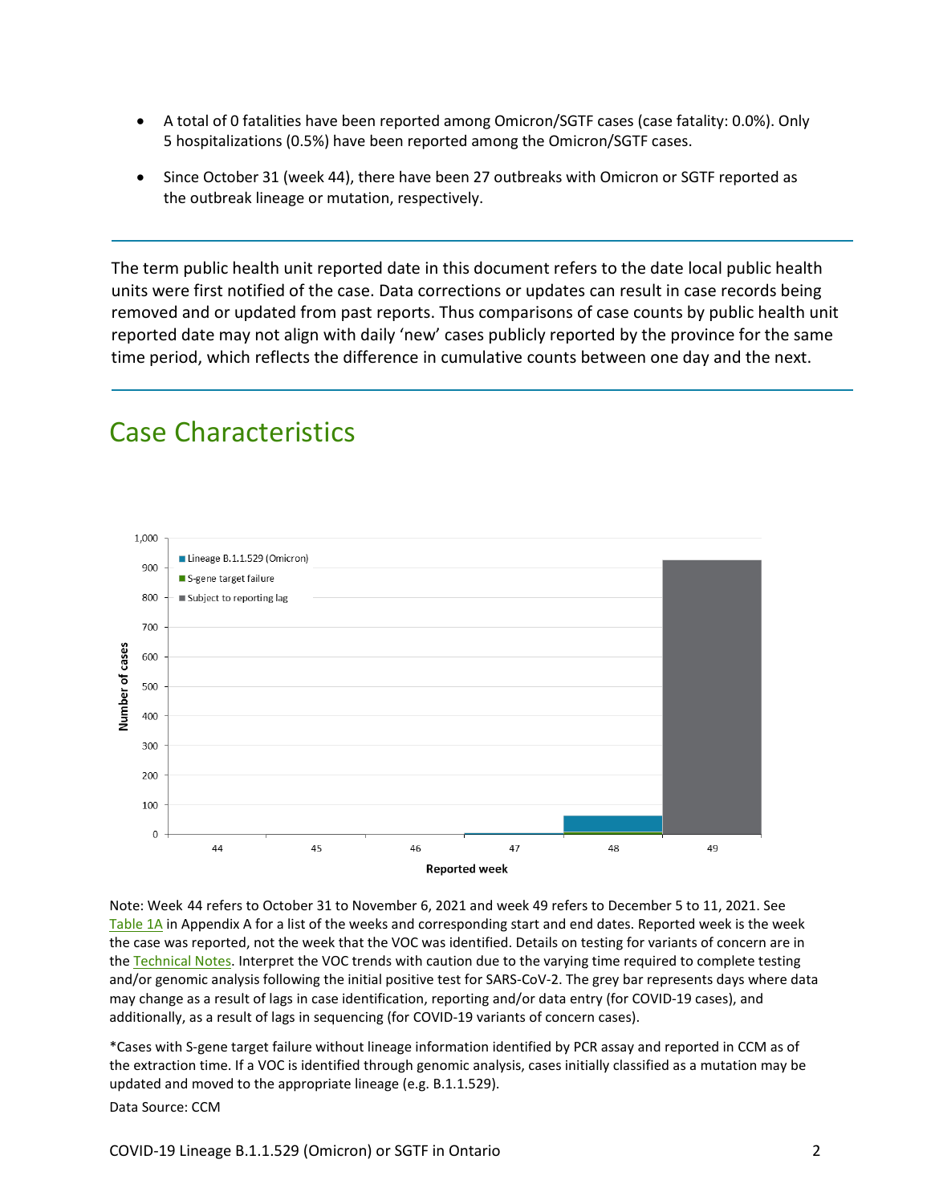- A total of 0 fatalities have been reported among Omicron/SGTF cases (case fatality: 0.0%). Only 5 hospitalizations (0.5%) have been reported among the Omicron/SGTF cases.
- Since October 31 (week 44), there have been 27 outbreaks with Omicron or SGTF reported as the outbreak lineage or mutation, respectively.

The term public health unit reported date in this document refers to the date local public health units were first notified of the case. Data corrections or updates can result in case records being removed and or updated from past reports. Thus comparisons of case counts by public health unit reported date may not align with daily 'new' cases publicly reported by the province for the same time period, which reflects the difference in cumulative counts between one day and the next.

# Case Characteristics

Note: Week 44 refers to October 31 to November 6, 2021 and week 49 refers to December 5 to 11, 2021. See Table 1A in Appendix A for a list of the weeks and corresponding start and end dates. Reported week is the week the case was reported, not the week that the VOC was identified. Details on testing for variants of concern are in the Technical Notes. Interpret the VOC trends with caution due to the varying time required to complete testing and/or genomic analysis following the initial positive test for SARS-CoV-2. The grey bar represents days where data may change as a result of lags in case identification, reporting and/or data entry (for COVID-19 cases), and additionally, as a result of lags in sequencing (for COVID-19 variants of concern cases).

*Cases with S-gene target failure without lineage information identified by PCR assay and reported in CCM as of the extraction time. If a VOC is identified through genomic analysis, cases initially classified as a mutation may be updated and moved to the appropriate lineage (e.g. B.1.1.529).

Data Source: CCM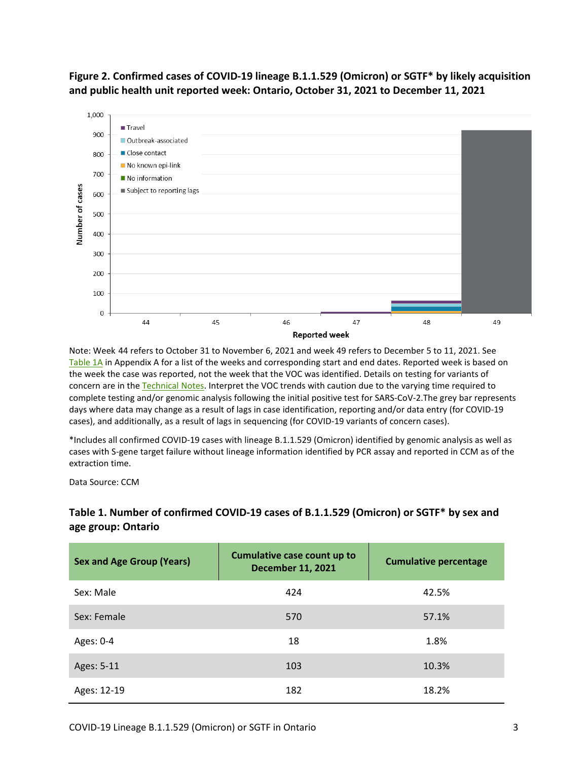**Figure 2. Confirmed cases of COVID-19 lineage B.1.1.529 (Omicron) or SGTF* by likely acquisition and public health unit reported week: Ontario, October 31, 2021 to December 11, 2021**

Note: Week 44 refers to October 31 to November 6, 2021 and week 49 refers to December 5 to 11, 2021. See Table 1A in Appendix A for a list of the weeks and corresponding start and end dates. Reported week is based on the week the case was reported, not the week that the VOC was identified. Details on testing for variants of concern are in the Technical Notes. Interpret the VOC trends with caution due to the varying time required to complete testing and/or genomic analysis following the initial positive test for SARS-CoV-2.The grey bar represents days where data may change as a result of lags in case identification, reporting and/or data entry (for COVID-19 cases), and additionally, as a result of lags in sequencing (for COVID-19 variants of concern cases).

*Includes all confirmed COVID-19 cases with lineage B.1.1.529 (Omicron) identified by genomic analysis as well as cases with S-gene target failure without lineage information identified by PCR assay and reported in CCM as of the extraction time.

Data Source: CCM

**Table 1. Number of confirmed COVID-19 cases of B.1.1.529 (Omicron) or SGTF* by sex and age group: Ontario**

| Sex and Age Group (Years) | Cumulative case count up to December 11, 2021 | Cumulative percentage |
|---|---|---|
| Sex: Male | 424 | 42.5% |
| Sex: Female | 570 | 57.1% |
| Ages: 0-4 | 18 | 1.8% |
| Ages: 5-11 | 103 | 10.3% |
| Ages: 12-19 | 182 | 18.2% |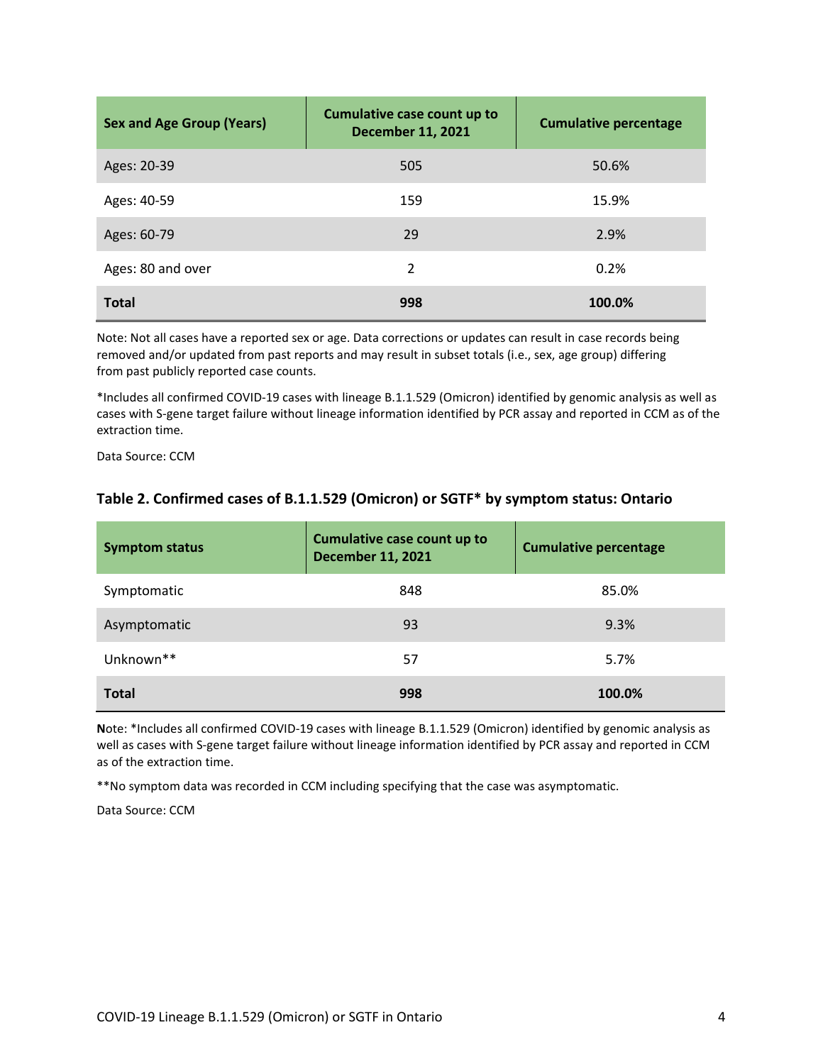| Sex and Age Group (Years) | Cumulative case count up to December 11, 2021 | Cumulative percentage |
|---|---|---|
| Ages: 20-39 | 505 | 50.6% |
| Ages: 40-59 | 159 | 15.9% |
| Ages: 60-79 | 29 | 2.9% |
| Ages: 80 and over | 2 | 0.2% |
| **Total** | **998** | **100.0%** |

Note: Not all cases have a reported sex or age. Data corrections or updates can result in case records being removed and/or updated from past reports and may result in subset totals (i.e., sex, age group) differing from past publicly reported case counts.

*Includes all confirmed COVID-19 cases with lineage B.1.1.529 (Omicron) identified by genomic analysis as well as cases with S-gene target failure without lineage information identified by PCR assay and reported in CCM as of the extraction time.

Data Source: CCM

### Table 2. Confirmed cases of B.1.1.529 (Omicron) or SGTF* by symptom status: Ontario

| Symptom status | Cumulative case count up to December 11, 2021 | Cumulative percentage |
|---|---|---|
| Symptomatic | 848 | 85.0% |
| Asymptomatic | 93 | 9.3% |
| Unknown** | 57 | 5.7% |
| **Total** | **998** | **100.0%** |

**N**ote: *Includes all confirmed COVID-19 cases with lineage B.1.1.529 (Omicron) identified by genomic analysis as well as cases with S-gene target failure without lineage information identified by PCR assay and reported in CCM as of the extraction time.

**No symptom data was recorded in CCM including specifying that the case was asymptomatic.

Data Source: CCM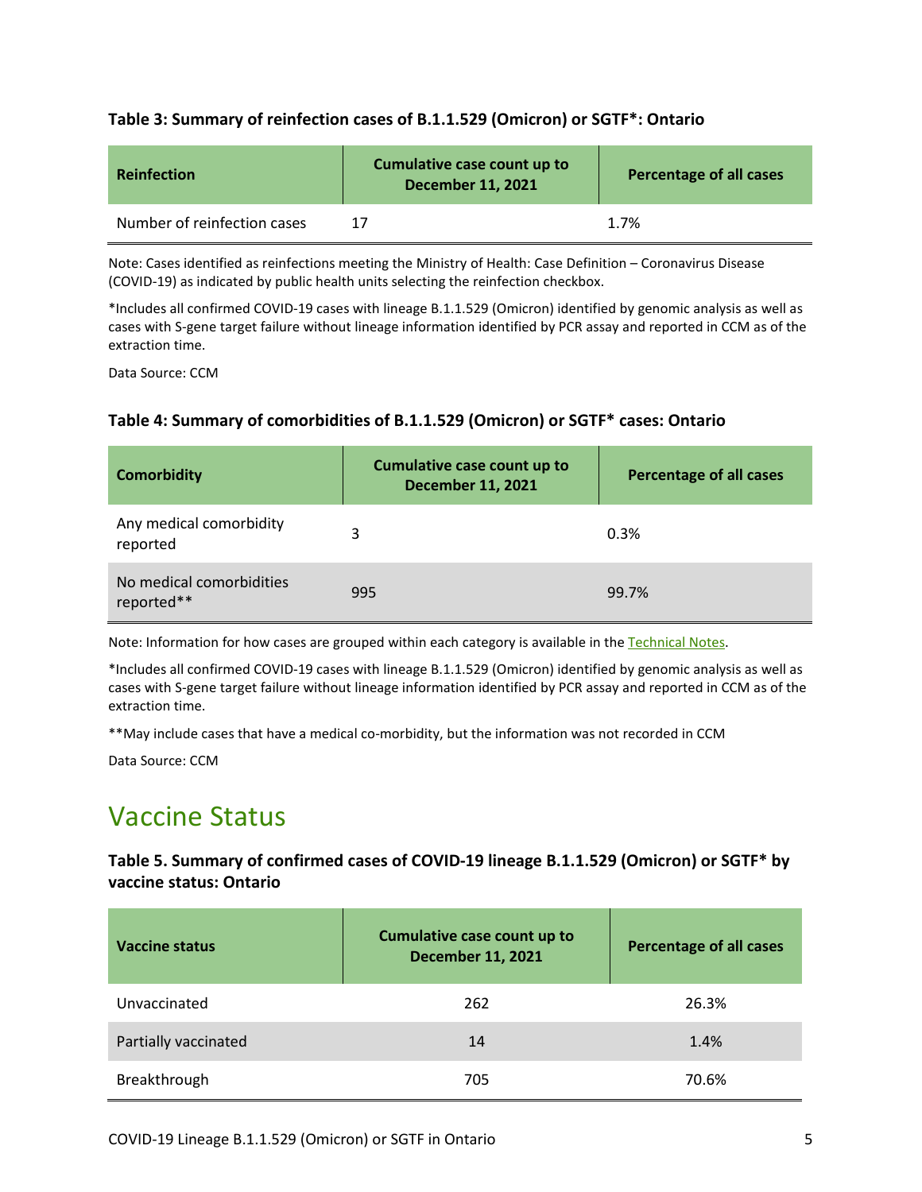#### Table 3: Summary of reinfection cases of B.1.1.529 (Omicron) or SGTF*: Ontario

| Reinfection | Cumulative case count up to December 11, 2021 | Percentage of all cases |
| --- | --- | --- |
| Number of reinfection cases | 17 | 1.7% |

Note: Cases identified as reinfections meeting the Ministry of Health: Case Definition – Coronavirus Disease (COVID-19) as indicated by public health units selecting the reinfection checkbox.

*Includes all confirmed COVID-19 cases with lineage B.1.1.529 (Omicron) identified by genomic analysis as well as cases with S-gene target failure without lineage information identified by PCR assay and reported in CCM as of the extraction time.

Data Source: CCM

#### Table 4: Summary of comorbidities of B.1.1.529 (Omicron) or SGTF* cases: Ontario

| Comorbidity | Cumulative case count up to December 11, 2021 | Percentage of all cases |
| --- | --- | --- |
| Any medical comorbidity reported | 3 | 0.3% |
| No medical comorbidities reported** | 995 | 99.7% |

Note: Information for how cases are grouped within each category is available in the Technical Notes.

*Includes all confirmed COVID-19 cases with lineage B.1.1.529 (Omicron) identified by genomic analysis as well as cases with S-gene target failure without lineage information identified by PCR assay and reported in CCM as of the extraction time.

**May include cases that have a medical co-morbidity, but the information was not recorded in CCM

Data Source: CCM

# Vaccine Status

#### Table 5. Summary of confirmed cases of COVID-19 lineage B.1.1.529 (Omicron) or SGTF* by vaccine status: Ontario

| Vaccine status | Cumulative case count up to December 11, 2021 | Percentage of all cases |
| --- | --- | --- |
| Unvaccinated | 262 | 26.3% |
| Partially vaccinated | 14 | 1.4% |
| Breakthrough | 705 | 70.6% |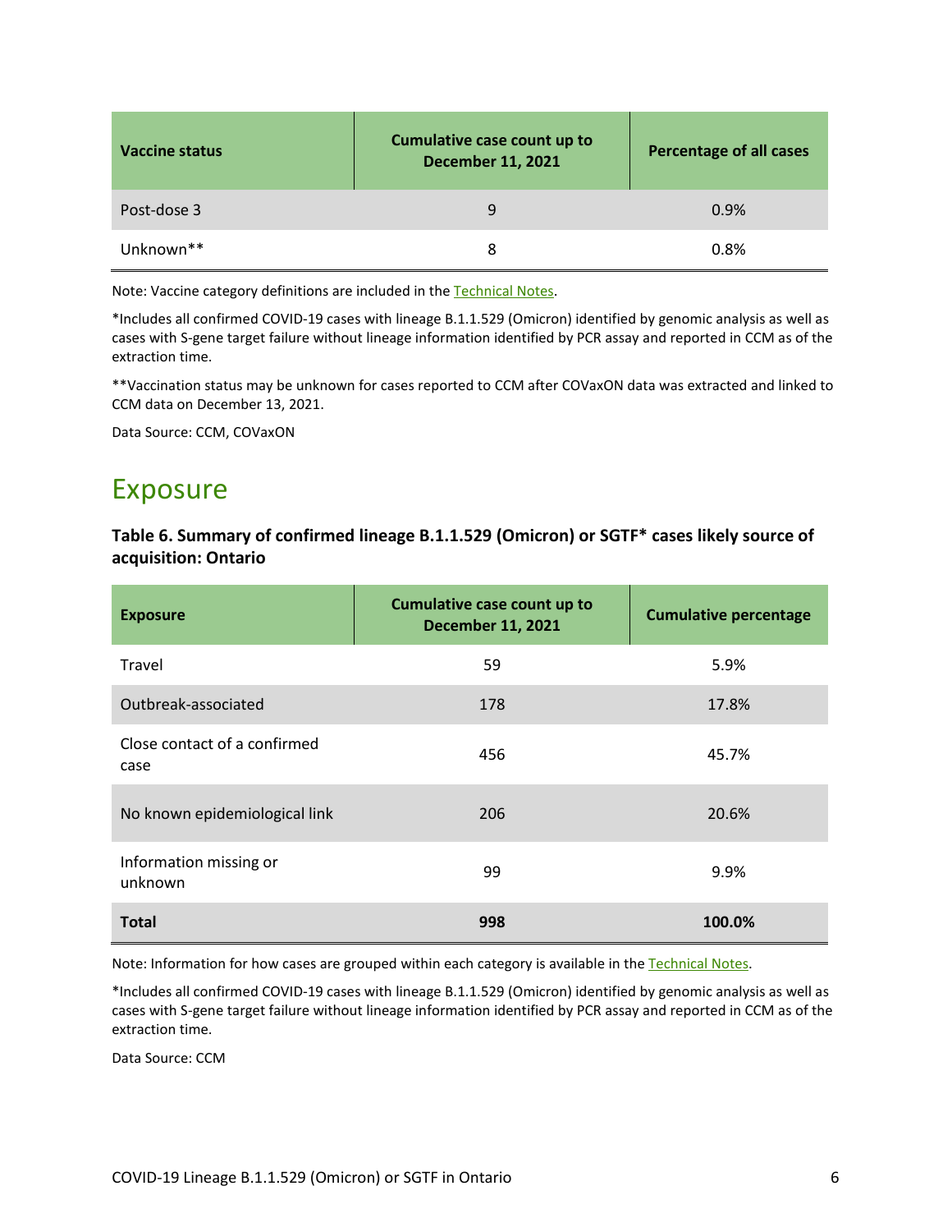| Vaccine status | Cumulative case count up to December 11, 2021 | Percentage of all cases |
|---|---|---|
| Post-dose 3 | 9 | 0.9% |
| Unknown** | 8 | 0.8% |

Note: Vaccine category definitions are included in the Technical Notes.

*Includes all confirmed COVID-19 cases with lineage B.1.1.529 (Omicron) identified by genomic analysis as well as cases with S-gene target failure without lineage information identified by PCR assay and reported in CCM as of the extraction time.

**Vaccination status may be unknown for cases reported to CCM after COVaxON data was extracted and linked to CCM data on December 13, 2021.

Data Source: CCM, COVaxON

## Exposure

### Table 6. Summary of confirmed lineage B.1.1.529 (Omicron) or SGTF* cases likely source of acquisition: Ontario

| Exposure | Cumulative case count up to December 11, 2021 | Cumulative percentage |
|---|---|---|
| Travel | 59 | 5.9% |
| Outbreak-associated | 178 | 17.8% |
| Close contact of a confirmed case | 456 | 45.7% |
| No known epidemiological link | 206 | 20.6% |
| Information missing or unknown | 99 | 9.9% |
| **Total** | **998** | **100.0%** |

Note: Information for how cases are grouped within each category is available in the Technical Notes.

*Includes all confirmed COVID-19 cases with lineage B.1.1.529 (Omicron) identified by genomic analysis as well as cases with S-gene target failure without lineage information identified by PCR assay and reported in CCM as of the extraction time.

Data Source: CCM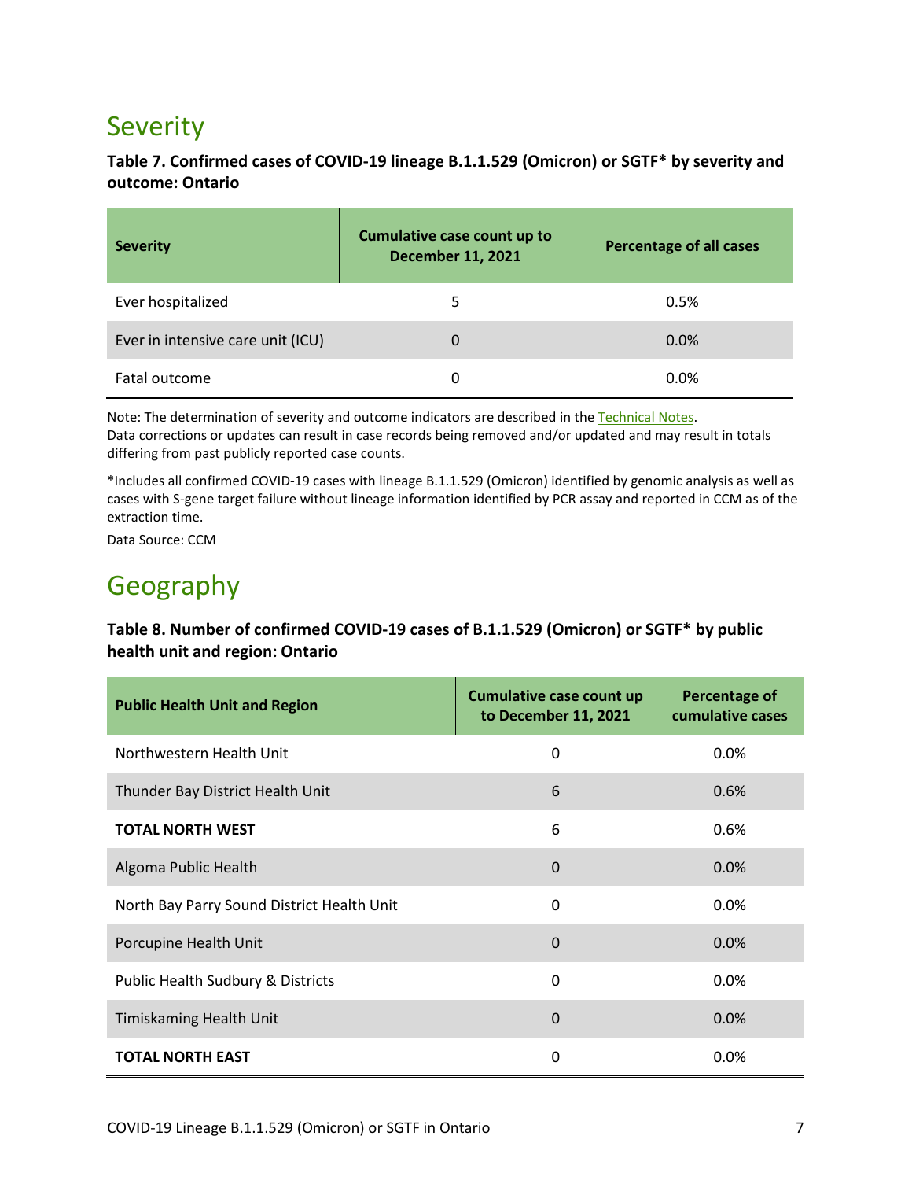## Severity

**Table 7. Confirmed cases of COVID-19 lineage B.1.1.529 (Omicron) or SGTF* by severity and outcome: Ontario**

| Severity | Cumulative case count up to December 11, 2021 | Percentage of all cases |
|---|---|---|
| Ever hospitalized | 5 | 0.5% |
| Ever in intensive care unit (ICU) | 0 | 0.0% |
| Fatal outcome | 0 | 0.0% |

Note: The determination of severity and outcome indicators are described in the Technical Notes.
Data corrections or updates can result in case records being removed and/or updated and may result in totals differing from past publicly reported case counts.

*Includes all confirmed COVID-19 cases with lineage B.1.1.529 (Omicron) identified by genomic analysis as well as cases with S-gene target failure without lineage information identified by PCR assay and reported in CCM as of the extraction time.

Data Source: CCM

## Geography

**Table 8. Number of confirmed COVID-19 cases of B.1.1.529 (Omicron) or SGTF* by public health unit and region: Ontario**

| Public Health Unit and Region | Cumulative case count up to December 11, 2021 | Percentage of cumulative cases |
|---|---|---|
| Northwestern Health Unit | 0 | 0.0% |
| Thunder Bay District Health Unit | 6 | 0.6% |
| **TOTAL NORTH WEST** | 6 | 0.6% |
| Algoma Public Health | 0 | 0.0% |
| North Bay Parry Sound District Health Unit | 0 | 0.0% |
| Porcupine Health Unit | 0 | 0.0% |
| Public Health Sudbury & Districts | 0 | 0.0% |
| Timiskaming Health Unit | 0 | 0.0% |
| **TOTAL NORTH EAST** | 0 | 0.0% |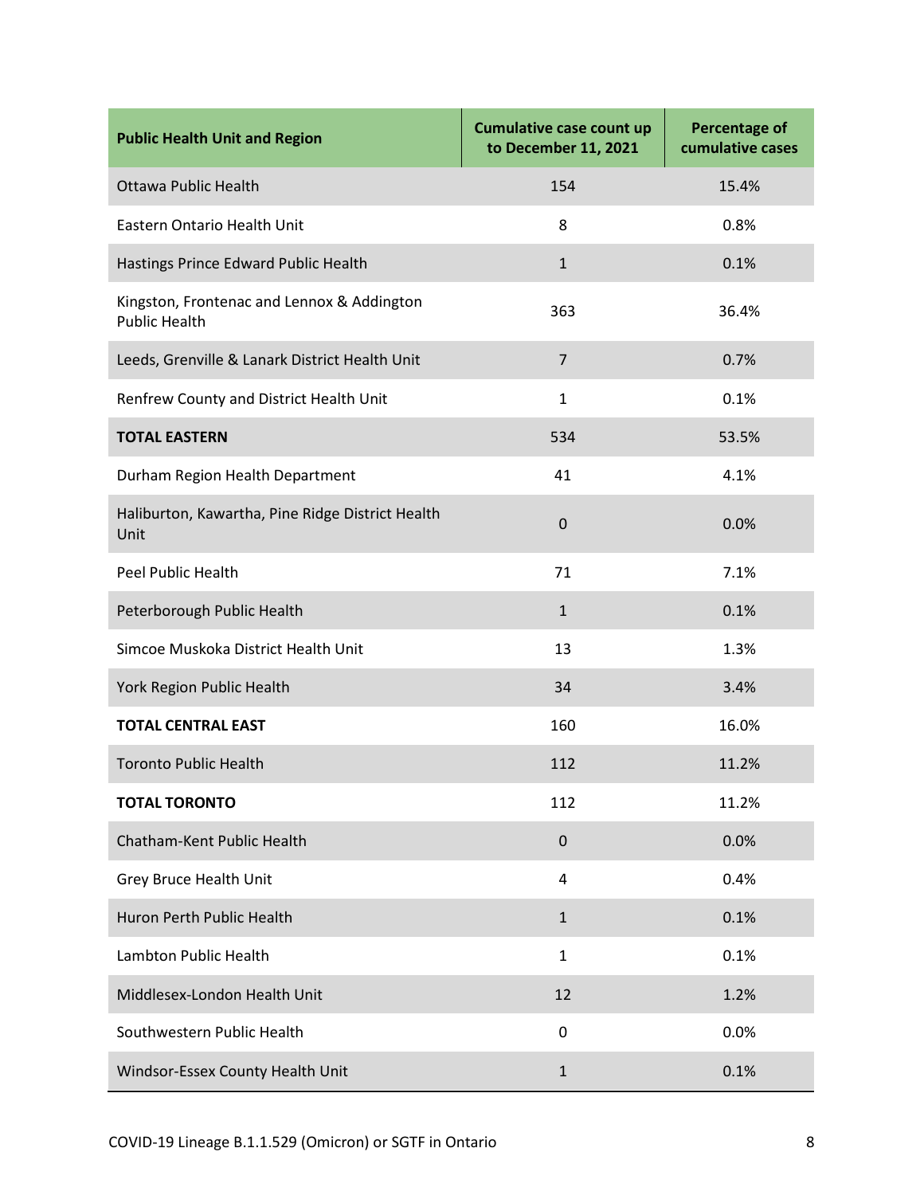| Public Health Unit and Region | Cumulative case count up to December 11, 2021 | Percentage of cumulative cases |
|---|---|---|
| Ottawa Public Health | 154 | 15.4% |
| Eastern Ontario Health Unit | 8 | 0.8% |
| Hastings Prince Edward Public Health | 1 | 0.1% |
| Kingston, Frontenac and Lennox & Addington Public Health | 363 | 36.4% |
| Leeds, Grenville & Lanark District Health Unit | 7 | 0.7% |
| Renfrew County and District Health Unit | 1 | 0.1% |
| **TOTAL EASTERN** | 534 | 53.5% |
| Durham Region Health Department | 41 | 4.1% |
| Haliburton, Kawartha, Pine Ridge District Health Unit | 0 | 0.0% |
| Peel Public Health | 71 | 7.1% |
| Peterborough Public Health | 1 | 0.1% |
| Simcoe Muskoka District Health Unit | 13 | 1.3% |
| York Region Public Health | 34 | 3.4% |
| **TOTAL CENTRAL EAST** | 160 | 16.0% |
| Toronto Public Health | 112 | 11.2% |
| **TOTAL TORONTO** | 112 | 11.2% |
| Chatham-Kent Public Health | 0 | 0.0% |
| Grey Bruce Health Unit | 4 | 0.4% |
| Huron Perth Public Health | 1 | 0.1% |
| Lambton Public Health | 1 | 0.1% |
| Middlesex-London Health Unit | 12 | 1.2% |
| Southwestern Public Health | 0 | 0.0% |
| Windsor-Essex County Health Unit | 1 | 0.1% |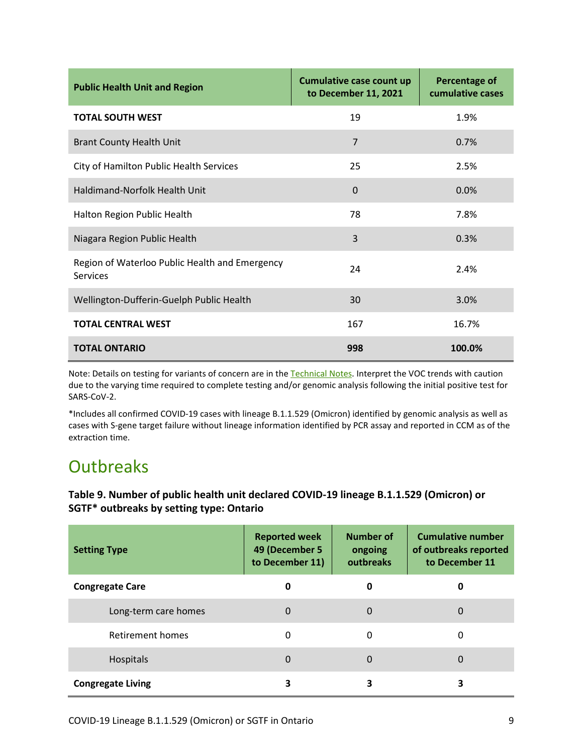| Public Health Unit and Region | Cumulative case count up to December 11, 2021 | Percentage of cumulative cases |
|---|---|---|
| **TOTAL SOUTH WEST** | 19 | 1.9% |
| Brant County Health Unit | 7 | 0.7% |
| City of Hamilton Public Health Services | 25 | 2.5% |
| Haldimand-Norfolk Health Unit | 0 | 0.0% |
| Halton Region Public Health | 78 | 7.8% |
| Niagara Region Public Health | 3 | 0.3% |
| Region of Waterloo Public Health and Emergency Services | 24 | 2.4% |
| Wellington-Dufferin-Guelph Public Health | 30 | 3.0% |
| **TOTAL CENTRAL WEST** | 167 | 16.7% |
| **TOTAL ONTARIO** | **998** | **100.0%** |

Note: Details on testing for variants of concern are in the Technical Notes. Interpret the VOC trends with caution due to the varying time required to complete testing and/or genomic analysis following the initial positive test for SARS-CoV-2.

*Includes all confirmed COVID-19 cases with lineage B.1.1.529 (Omicron) identified by genomic analysis as well as cases with S-gene target failure without lineage information identified by PCR assay and reported in CCM as of the extraction time.

## Outbreaks

**Table 9. Number of public health unit declared COVID-19 lineage B.1.1.529 (Omicron) or SGTF* outbreaks by setting type: Ontario**

| Setting Type | Reported week 49 (December 5 to December 11) | Number of ongoing outbreaks | Cumulative number of outbreaks reported to December 11 |
|---|---|---|---|
| **Congregate Care** | **0** | **0** | **0** |
| Long-term care homes | 0 | 0 | 0 |
| Retirement homes | 0 | 0 | 0 |
| Hospitals | 0 | 0 | 0 |
| **Congregate Living** | **3** | **3** | **3** |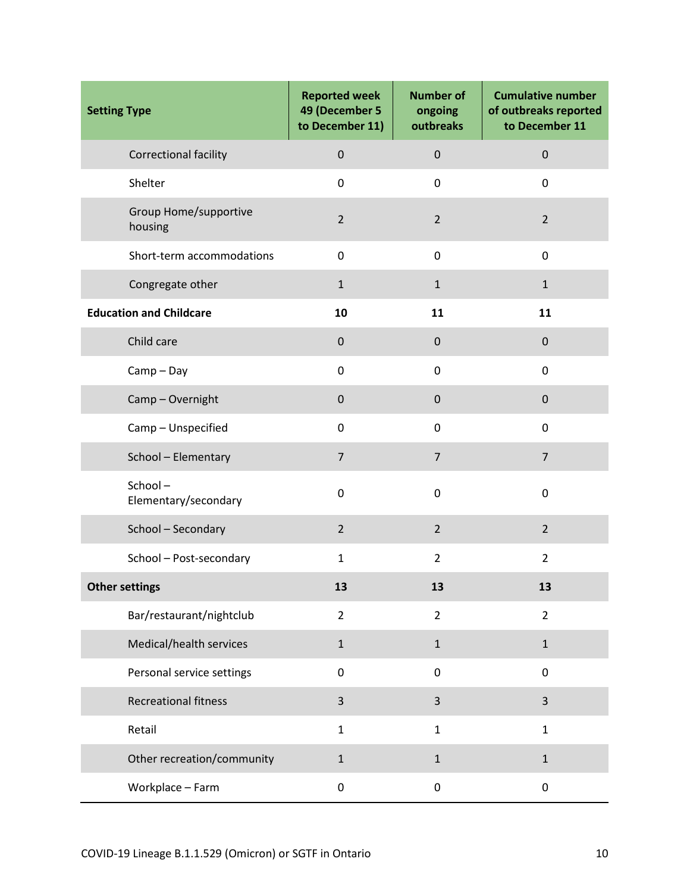| Setting Type | Reported week 49 (December 5 to December 11) | Number of ongoing outbreaks | Cumulative number of outbreaks reported to December 11 |
|---|---|---|---|
| Correctional facility | 0 | 0 | 0 |
| Shelter | 0 | 0 | 0 |
| Group Home/supportive housing | 2 | 2 | 2 |
| Short-term accommodations | 0 | 0 | 0 |
| Congregate other | 1 | 1 | 1 |
| **Education and Childcare** | **10** | **11** | **11** |
| Child care | 0 | 0 | 0 |
| Camp – Day | 0 | 0 | 0 |
| Camp – Overnight | 0 | 0 | 0 |
| Camp – Unspecified | 0 | 0 | 0 |
| School – Elementary | 7 | 7 | 7 |
| School – Elementary/secondary | 0 | 0 | 0 |
| School – Secondary | 2 | 2 | 2 |
| School – Post-secondary | 1 | 2 | 2 |
| **Other settings** | **13** | **13** | **13** |
| Bar/restaurant/nightclub | 2 | 2 | 2 |
| Medical/health services | 1 | 1 | 1 |
| Personal service settings | 0 | 0 | 0 |
| Recreational fitness | 3 | 3 | 3 |
| Retail | 1 | 1 | 1 |
| Other recreation/community | 1 | 1 | 1 |
| Workplace – Farm | 0 | 0 | 0 |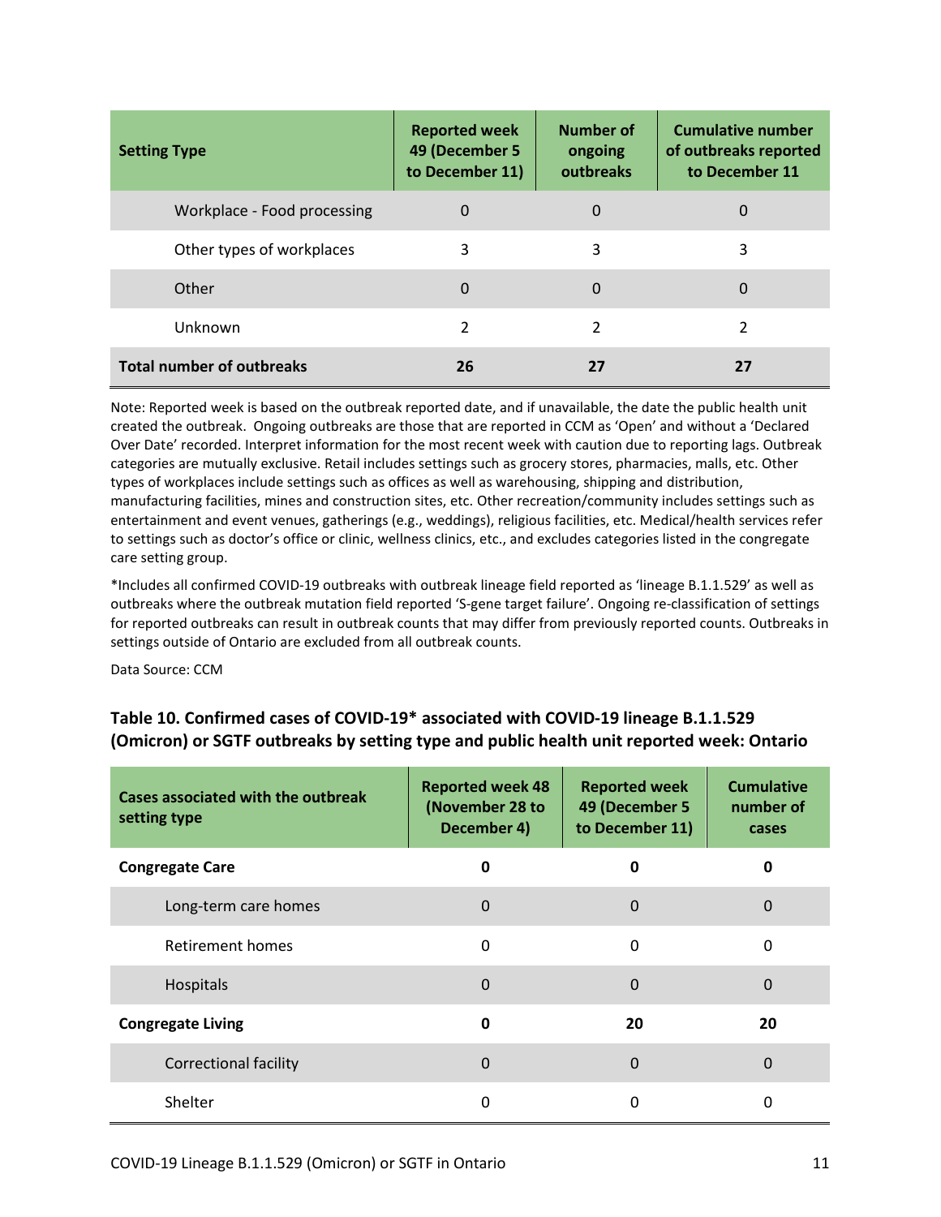| Setting Type | Reported week 49 (December 5 to December 11) | Number of ongoing outbreaks | Cumulative number of outbreaks reported to December 11 |
|---|---|---|---|
| Workplace - Food processing | 0 | 0 | 0 |
| Other types of workplaces | 3 | 3 | 3 |
| Other | 0 | 0 | 0 |
| Unknown | 2 | 2 | 2 |
| **Total number of outbreaks** | **26** | **27** | **27** |

Note: Reported week is based on the outbreak reported date, and if unavailable, the date the public health unit created the outbreak. Ongoing outbreaks are those that are reported in CCM as 'Open' and without a 'Declared Over Date' recorded. Interpret information for the most recent week with caution due to reporting lags. Outbreak categories are mutually exclusive. Retail includes settings such as grocery stores, pharmacies, malls, etc. Other types of workplaces include settings such as offices as well as warehousing, shipping and distribution, manufacturing facilities, mines and construction sites, etc. Other recreation/community includes settings such as entertainment and event venues, gatherings (e.g., weddings), religious facilities, etc. Medical/health services refer to settings such as doctor's office or clinic, wellness clinics, etc., and excludes categories listed in the congregate care setting group.

*Includes all confirmed COVID-19 outbreaks with outbreak lineage field reported as 'lineage B.1.1.529' as well as outbreaks where the outbreak mutation field reported 'S-gene target failure'. Ongoing re-classification of settings for reported outbreaks can result in outbreak counts that may differ from previously reported counts. Outbreaks in settings outside of Ontario are excluded from all outbreak counts.

Data Source: CCM

### Table 10. Confirmed cases of COVID-19* associated with COVID-19 lineage B.1.1.529 (Omicron) or SGTF outbreaks by setting type and public health unit reported week: Ontario

| Cases associated with the outbreak setting type | Reported week 48 (November 28 to December 4) | Reported week 49 (December 5 to December 11) | Cumulative number of cases |
|---|---|---|---|
| **Congregate Care** | **0** | **0** | **0** |
| Long-term care homes | 0 | 0 | 0 |
| Retirement homes | 0 | 0 | 0 |
| Hospitals | 0 | 0 | 0 |
| **Congregate Living** | **0** | **20** | **20** |
| Correctional facility | 0 | 0 | 0 |
| Shelter | 0 | 0 | 0 |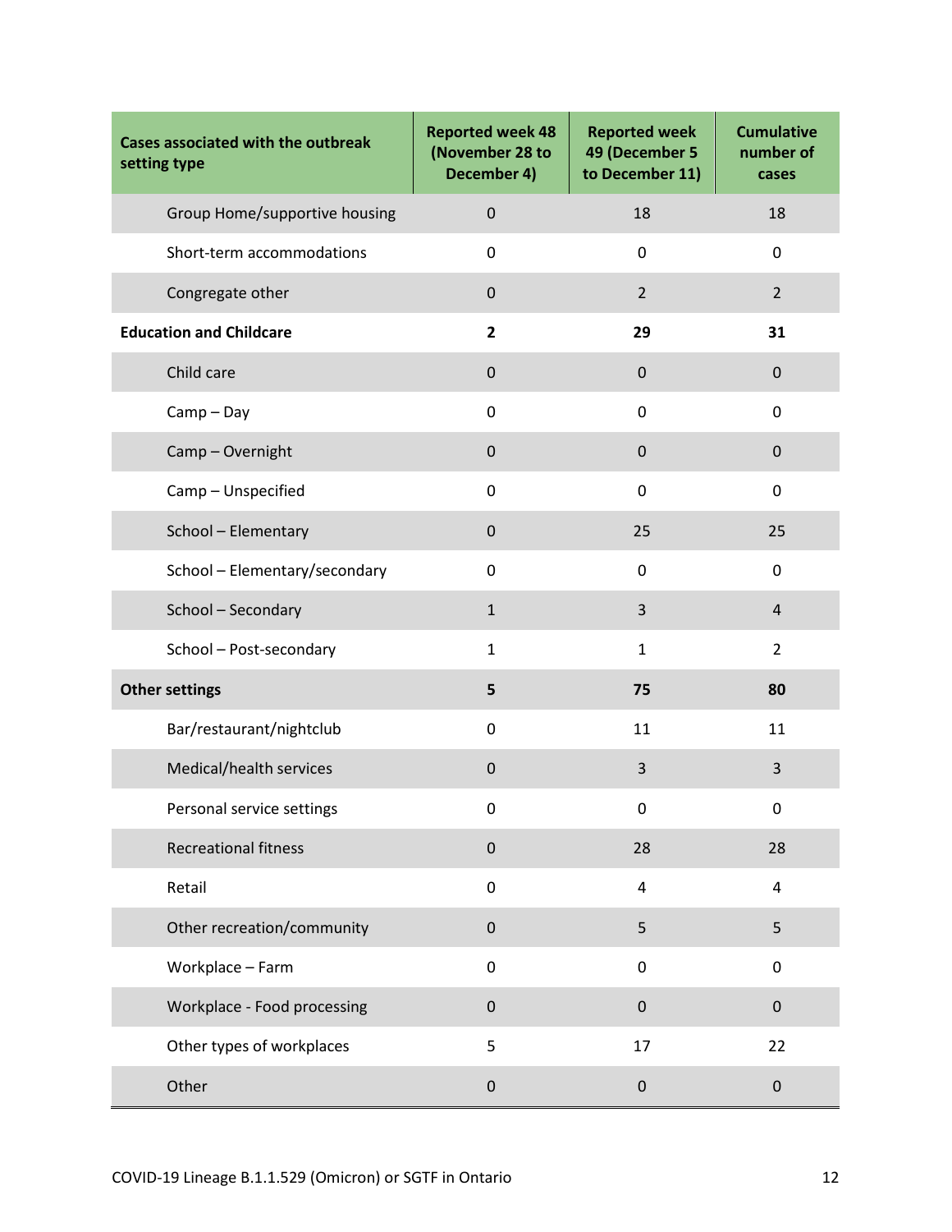| Cases associated with the outbreak setting type | Reported week 48 (November 28 to December 4) | Reported week 49 (December 5 to December 11) | Cumulative number of cases |
|---|---|---|---|
| Group Home/supportive housing | 0 | 18 | 18 |
| Short-term accommodations | 0 | 0 | 0 |
| Congregate other | 0 | 2 | 2 |
| **Education and Childcare** | **2** | **29** | **31** |
| Child care | 0 | 0 | 0 |
| Camp – Day | 0 | 0 | 0 |
| Camp – Overnight | 0 | 0 | 0 |
| Camp – Unspecified | 0 | 0 | 0 |
| School – Elementary | 0 | 25 | 25 |
| School – Elementary/secondary | 0 | 0 | 0 |
| School – Secondary | 1 | 3 | 4 |
| School – Post-secondary | 1 | 1 | 2 |
| **Other settings** | **5** | **75** | **80** |
| Bar/restaurant/nightclub | 0 | 11 | 11 |
| Medical/health services | 0 | 3 | 3 |
| Personal service settings | 0 | 0 | 0 |
| Recreational fitness | 0 | 28 | 28 |
| Retail | 0 | 4 | 4 |
| Other recreation/community | 0 | 5 | 5 |
| Workplace – Farm | 0 | 0 | 0 |
| Workplace - Food processing | 0 | 0 | 0 |
| Other types of workplaces | 5 | 17 | 22 |
| Other | 0 | 0 | 0 |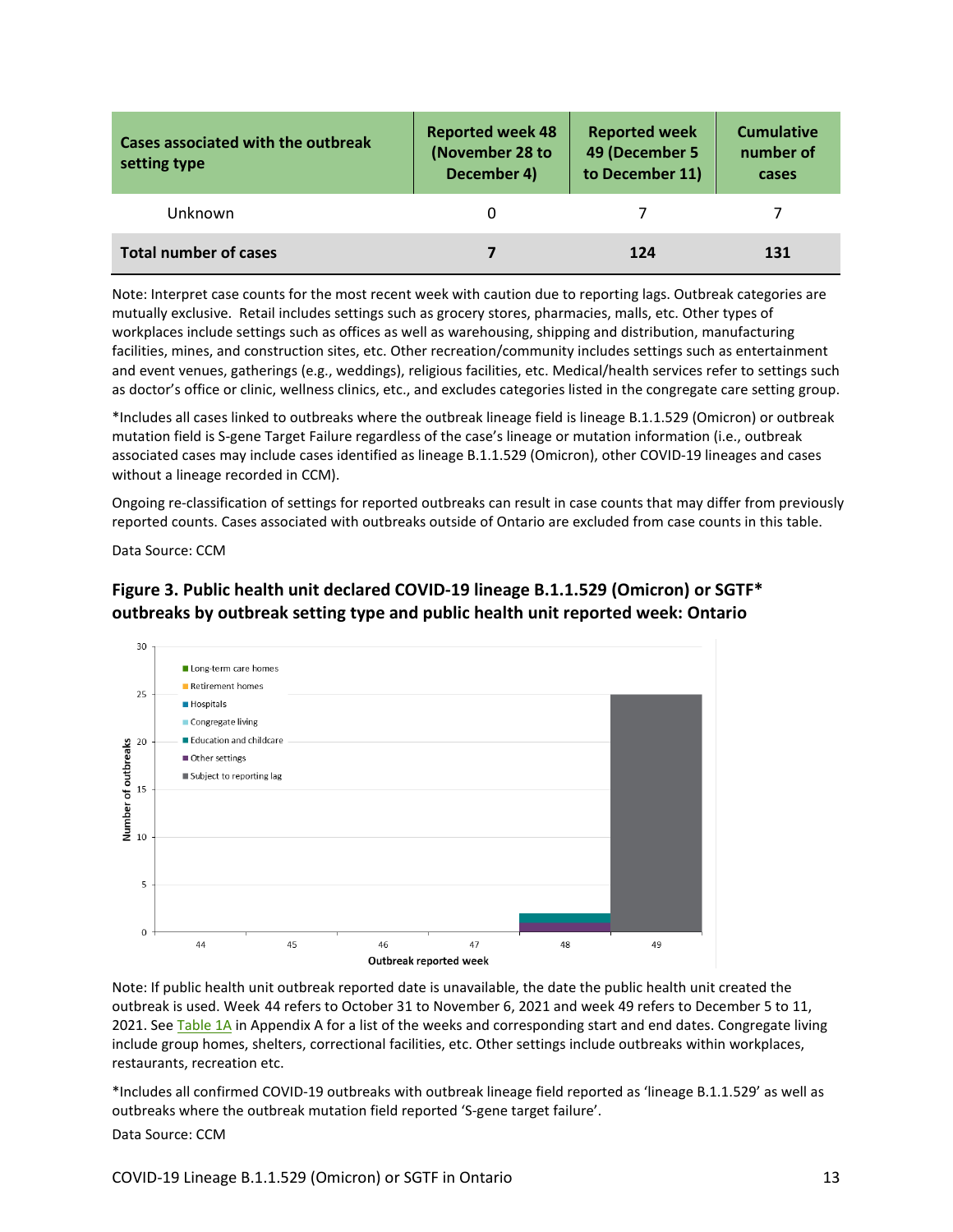| Cases associated with the outbreak setting type | Reported week 48 (November 28 to December 4) | Reported week 49 (December 5 to December 11) | Cumulative number of cases |
|---|---|---|---|
| Unknown | 0 | 7 | 7 |
| **Total number of cases** | **7** | **124** | **131** |

Note: Interpret case counts for the most recent week with caution due to reporting lags. Outbreak categories are mutually exclusive. Retail includes settings such as grocery stores, pharmacies, malls, etc. Other types of workplaces include settings such as offices as well as warehousing, shipping and distribution, manufacturing facilities, mines, and construction sites, etc. Other recreation/community includes settings such as entertainment and event venues, gatherings (e.g., weddings), religious facilities, etc. Medical/health services refer to settings such as doctor's office or clinic, wellness clinics, etc., and excludes categories listed in the congregate care setting group.

*Includes all cases linked to outbreaks where the outbreak lineage field is lineage B.1.1.529 (Omicron) or outbreak mutation field is S-gene Target Failure regardless of the case's lineage or mutation information (i.e., outbreak associated cases may include cases identified as lineage B.1.1.529 (Omicron), other COVID-19 lineages and cases without a lineage recorded in CCM).

Ongoing re-classification of settings for reported outbreaks can result in case counts that may differ from previously reported counts. Cases associated with outbreaks outside of Ontario are excluded from case counts in this table.

Data Source: CCM

### Figure 3. Public health unit declared COVID-19 lineage B.1.1.529 (Omicron) or SGTF* outbreaks by outbreak setting type and public health unit reported week: Ontario

Note: If public health unit outbreak reported date is unavailable, the date the public health unit created the outbreak is used. Week 44 refers to October 31 to November 6, 2021 and week 49 refers to December 5 to 11, 2021. See Table 1A in Appendix A for a list of the weeks and corresponding start and end dates. Congregate living include group homes, shelters, correctional facilities, etc. Other settings include outbreaks within workplaces, restaurants, recreation etc.

*Includes all confirmed COVID-19 outbreaks with outbreak lineage field reported as 'lineage B.1.1.529' as well as outbreaks where the outbreak mutation field reported 'S-gene target failure'.

Data Source: CCM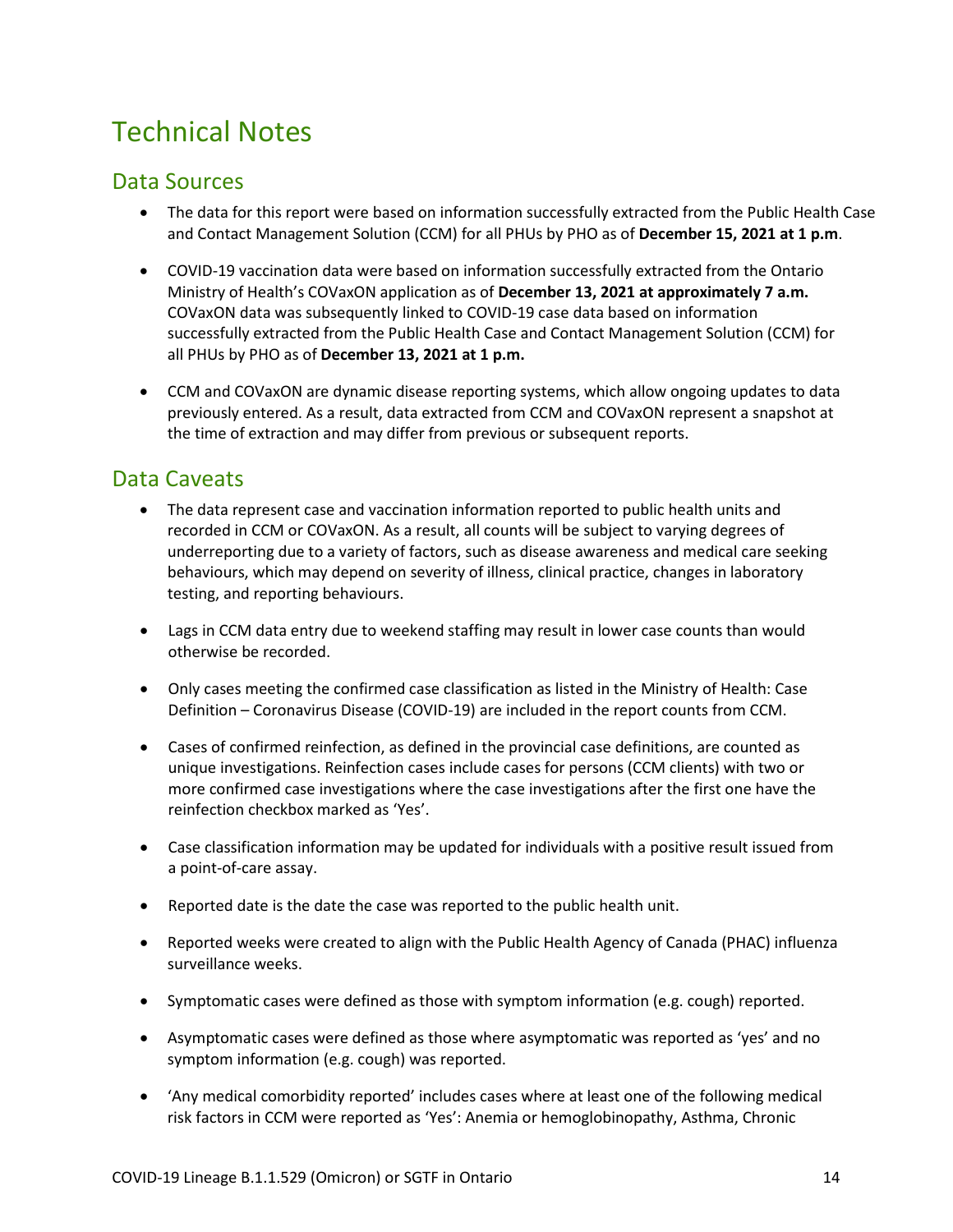# Technical Notes

## Data Sources

- The data for this report were based on information successfully extracted from the Public Health Case and Contact Management Solution (CCM) for all PHUs by PHO as of **December 15, 2021 at 1 p.m**.

- COVID-19 vaccination data were based on information successfully extracted from the Ontario Ministry of Health's COVaxON application as of **December 13, 2021 at approximately 7 a.m.** COVaxON data was subsequently linked to COVID-19 case data based on information successfully extracted from the Public Health Case and Contact Management Solution (CCM) for all PHUs by PHO as of **December 13, 2021 at 1 p.m.**

- CCM and COVaxON are dynamic disease reporting systems, which allow ongoing updates to data previously entered. As a result, data extracted from CCM and COVaxON represent a snapshot at the time of extraction and may differ from previous or subsequent reports.

## Data Caveats

- The data represent case and vaccination information reported to public health units and recorded in CCM or COVaxON. As a result, all counts will be subject to varying degrees of underreporting due to a variety of factors, such as disease awareness and medical care seeking behaviours, which may depend on severity of illness, clinical practice, changes in laboratory testing, and reporting behaviours.

- Lags in CCM data entry due to weekend staffing may result in lower case counts than would otherwise be recorded.

- Only cases meeting the confirmed case classification as listed in the Ministry of Health: Case Definition – Coronavirus Disease (COVID-19) are included in the report counts from CCM.

- Cases of confirmed reinfection, as defined in the provincial case definitions, are counted as unique investigations. Reinfection cases include cases for persons (CCM clients) with two or more confirmed case investigations where the case investigations after the first one have the reinfection checkbox marked as 'Yes'.

- Case classification information may be updated for individuals with a positive result issued from a point-of-care assay.

- Reported date is the date the case was reported to the public health unit.

- Reported weeks were created to align with the Public Health Agency of Canada (PHAC) influenza surveillance weeks.

- Symptomatic cases were defined as those with symptom information (e.g. cough) reported.

- Asymptomatic cases were defined as those where asymptomatic was reported as 'yes' and no symptom information (e.g. cough) was reported.

- 'Any medical comorbidity reported' includes cases where at least one of the following medical risk factors in CCM were reported as 'Yes': Anemia or hemoglobinopathy, Asthma, Chronic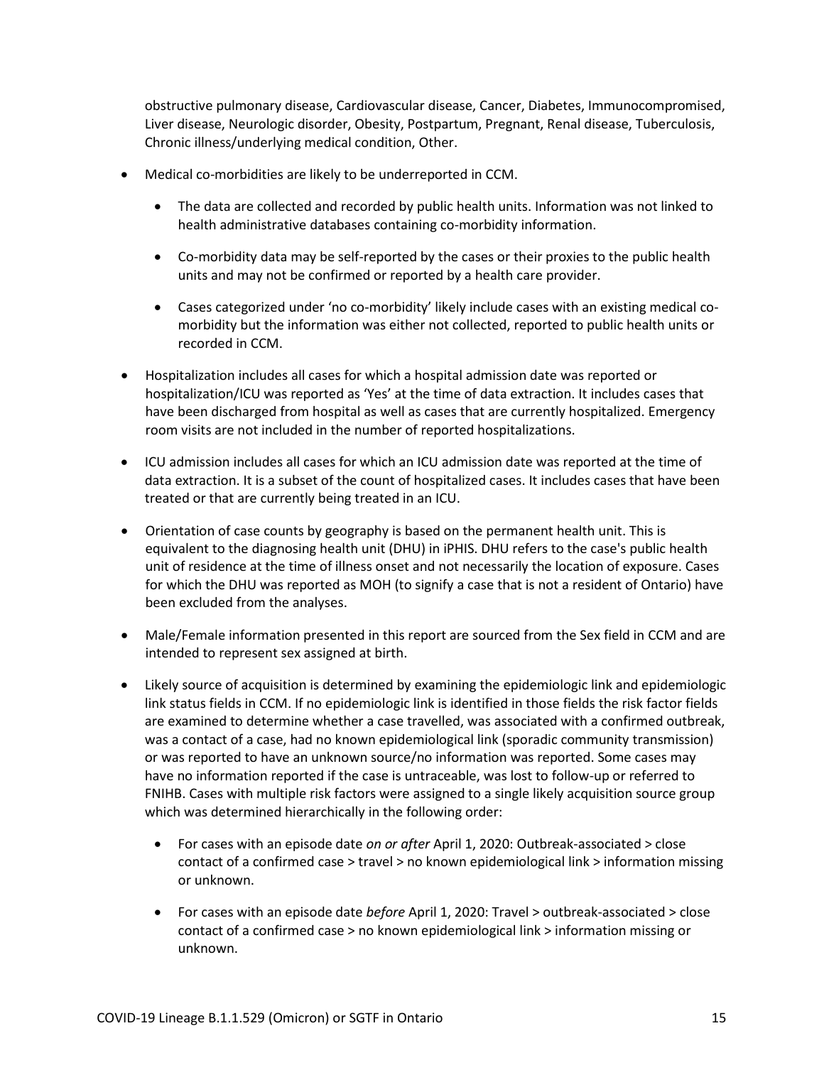obstructive pulmonary disease, Cardiovascular disease, Cancer, Diabetes, Immunocompromised, Liver disease, Neurologic disorder, Obesity, Postpartum, Pregnant, Renal disease, Tuberculosis, Chronic illness/underlying medical condition, Other.

- Medical co-morbidities are likely to be underreported in CCM.
  - The data are collected and recorded by public health units. Information was not linked to health administrative databases containing co-morbidity information.
  - Co-morbidity data may be self-reported by the cases or their proxies to the public health units and may not be confirmed or reported by a health care provider.
  - Cases categorized under 'no co-morbidity' likely include cases with an existing medical co-morbidity but the information was either not collected, reported to public health units or recorded in CCM.
- Hospitalization includes all cases for which a hospital admission date was reported or hospitalization/ICU was reported as 'Yes' at the time of data extraction. It includes cases that have been discharged from hospital as well as cases that are currently hospitalized. Emergency room visits are not included in the number of reported hospitalizations.
- ICU admission includes all cases for which an ICU admission date was reported at the time of data extraction. It is a subset of the count of hospitalized cases. It includes cases that have been treated or that are currently being treated in an ICU.
- Orientation of case counts by geography is based on the permanent health unit. This is equivalent to the diagnosing health unit (DHU) in iPHIS. DHU refers to the case's public health unit of residence at the time of illness onset and not necessarily the location of exposure. Cases for which the DHU was reported as MOH (to signify a case that is not a resident of Ontario) have been excluded from the analyses.
- Male/Female information presented in this report are sourced from the Sex field in CCM and are intended to represent sex assigned at birth.
- Likely source of acquisition is determined by examining the epidemiologic link and epidemiologic link status fields in CCM. If no epidemiologic link is identified in those fields the risk factor fields are examined to determine whether a case travelled, was associated with a confirmed outbreak, was a contact of a case, had no known epidemiological link (sporadic community transmission) or was reported to have an unknown source/no information was reported. Some cases may have no information reported if the case is untraceable, was lost to follow-up or referred to FNIHB. Cases with multiple risk factors were assigned to a single likely acquisition source group which was determined hierarchically in the following order:
  - For cases with an episode date *on or after* April 1, 2020: Outbreak-associated > close contact of a confirmed case > travel > no known epidemiological link > information missing or unknown.
  - For cases with an episode date *before* April 1, 2020: Travel > outbreak-associated > close contact of a confirmed case > no known epidemiological link > information missing or unknown.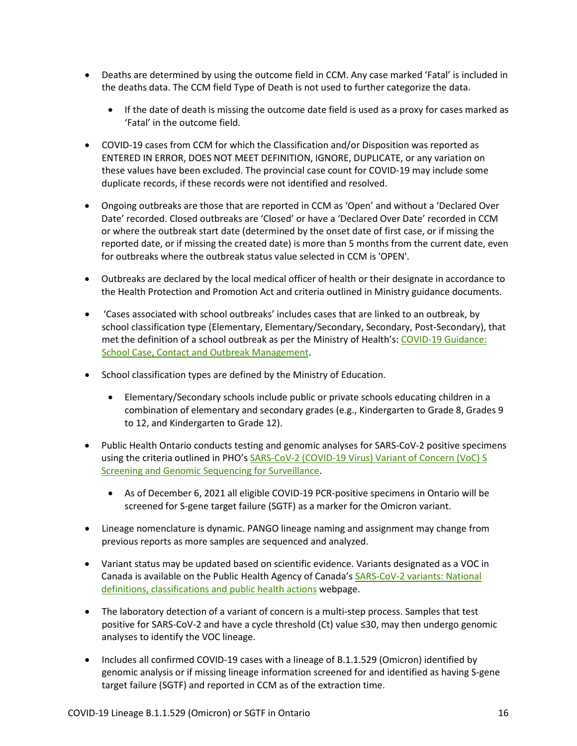- Deaths are determined by using the outcome field in CCM. Any case marked 'Fatal' is included in the deaths data. The CCM field Type of Death is not used to further categorize the data.
  - If the date of death is missing the outcome date field is used as a proxy for cases marked as 'Fatal' in the outcome field.
- COVID-19 cases from CCM for which the Classification and/or Disposition was reported as ENTERED IN ERROR, DOES NOT MEET DEFINITION, IGNORE, DUPLICATE, or any variation on these values have been excluded. The provincial case count for COVID-19 may include some duplicate records, if these records were not identified and resolved.
- Ongoing outbreaks are those that are reported in CCM as 'Open' and without a 'Declared Over Date' recorded. Closed outbreaks are 'Closed' or have a 'Declared Over Date' recorded in CCM or where the outbreak start date (determined by the onset date of first case, or if missing the reported date, or if missing the created date) is more than 5 months from the current date, even for outbreaks where the outbreak status value selected in CCM is 'OPEN'.
- Outbreaks are declared by the local medical officer of health or their designate in accordance to the Health Protection and Promotion Act and criteria outlined in Ministry guidance documents.
- 'Cases associated with school outbreaks' includes cases that are linked to an outbreak, by school classification type (Elementary, Elementary/Secondary, Secondary, Post-Secondary), that met the definition of a school outbreak as per the Ministry of Health's: COVID-19 Guidance: School Case, Contact and Outbreak Management.
- School classification types are defined by the Ministry of Education.
  - Elementary/Secondary schools include public or private schools educating children in a combination of elementary and secondary grades (e.g., Kindergarten to Grade 8, Grades 9 to 12, and Kindergarten to Grade 12).
- Public Health Ontario conducts testing and genomic analyses for SARS-CoV-2 positive specimens using the criteria outlined in PHO's SARS-CoV-2 (COVID-19 Virus) Variant of Concern (VoC) S Screening and Genomic Sequencing for Surveillance.
  - As of December 6, 2021 all eligible COVID-19 PCR-positive specimens in Ontario will be screened for S-gene target failure (SGTF) as a marker for the Omicron variant.
- Lineage nomenclature is dynamic. PANGO lineage naming and assignment may change from previous reports as more samples are sequenced and analyzed.
- Variant status may be updated based on scientific evidence. Variants designated as a VOC in Canada is available on the Public Health Agency of Canada's SARS-CoV-2 variants: National definitions, classifications and public health actions webpage.
- The laboratory detection of a variant of concern is a multi-step process. Samples that test positive for SARS-CoV-2 and have a cycle threshold (Ct) value ≤30, may then undergo genomic analyses to identify the VOC lineage.
- Includes all confirmed COVID-19 cases with a lineage of B.1.1.529 (Omicron) identified by genomic analysis or if missing lineage information screened for and identified as having S-gene target failure (SGTF) and reported in CCM as of the extraction time.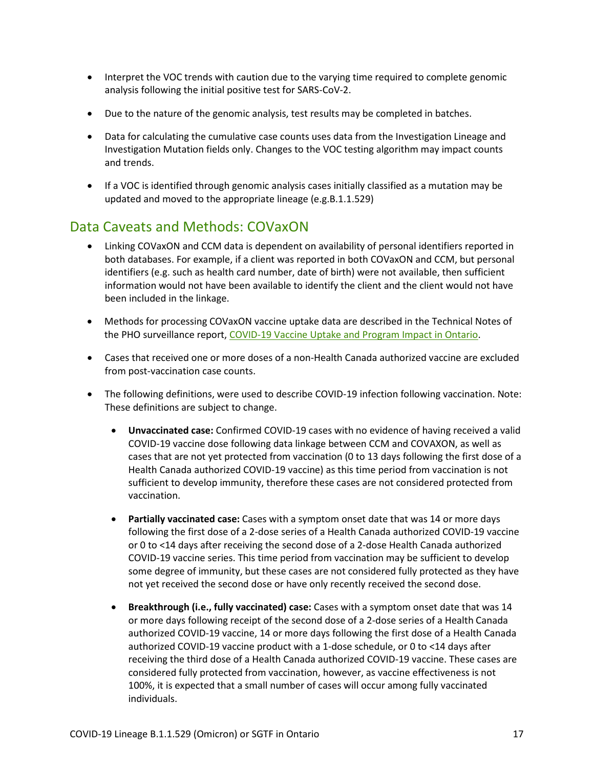- Interpret the VOC trends with caution due to the varying time required to complete genomic analysis following the initial positive test for SARS-CoV-2.
- Due to the nature of the genomic analysis, test results may be completed in batches.
- Data for calculating the cumulative case counts uses data from the Investigation Lineage and Investigation Mutation fields only. Changes to the VOC testing algorithm may impact counts and trends.
- If a VOC is identified through genomic analysis cases initially classified as a mutation may be updated and moved to the appropriate lineage (e.g.B.1.1.529)

## Data Caveats and Methods: COVaxON

- Linking COVaxON and CCM data is dependent on availability of personal identifiers reported in both databases. For example, if a client was reported in both COVaxON and CCM, but personal identifiers (e.g. such as health card number, date of birth) were not available, then sufficient information would not have been available to identify the client and the client would not have been included in the linkage.
- Methods for processing COVaxON vaccine uptake data are described in the Technical Notes of the PHO surveillance report, COVID-19 Vaccine Uptake and Program Impact in Ontario.
- Cases that received one or more doses of a non-Health Canada authorized vaccine are excluded from post-vaccination case counts.
- The following definitions, were used to describe COVID-19 infection following vaccination. Note: These definitions are subject to change.
  - **Unvaccinated case:** Confirmed COVID-19 cases with no evidence of having received a valid COVID-19 vaccine dose following data linkage between CCM and COVAXON, as well as cases that are not yet protected from vaccination (0 to 13 days following the first dose of a Health Canada authorized COVID-19 vaccine) as this time period from vaccination is not sufficient to develop immunity, therefore these cases are not considered protected from vaccination.
  - **Partially vaccinated case:** Cases with a symptom onset date that was 14 or more days following the first dose of a 2-dose series of a Health Canada authorized COVID-19 vaccine or 0 to <14 days after receiving the second dose of a 2-dose Health Canada authorized COVID-19 vaccine series. This time period from vaccination may be sufficient to develop some degree of immunity, but these cases are not considered fully protected as they have not yet received the second dose or have only recently received the second dose.
  - **Breakthrough (i.e., fully vaccinated) case:** Cases with a symptom onset date that was 14 or more days following receipt of the second dose of a 2-dose series of a Health Canada authorized COVID-19 vaccine, 14 or more days following the first dose of a Health Canada authorized COVID-19 vaccine product with a 1-dose schedule, or 0 to <14 days after receiving the third dose of a Health Canada authorized COVID-19 vaccine. These cases are considered fully protected from vaccination, however, as vaccine effectiveness is not 100%, it is expected that a small number of cases will occur among fully vaccinated individuals.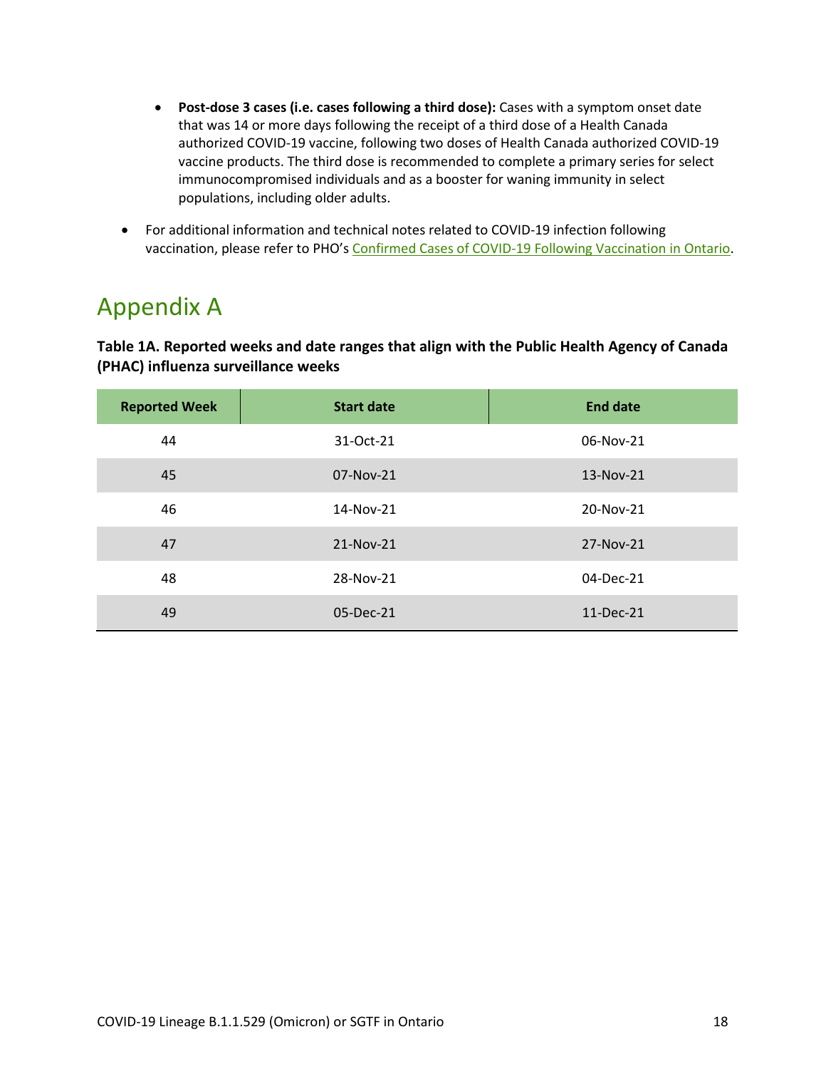- **Post-dose 3 cases (i.e. cases following a third dose):** Cases with a symptom onset date that was 14 or more days following the receipt of a third dose of a Health Canada authorized COVID-19 vaccine, following two doses of Health Canada authorized COVID-19 vaccine products. The third dose is recommended to complete a primary series for select immunocompromised individuals and as a booster for waning immunity in select populations, including older adults.

- For additional information and technical notes related to COVID-19 infection following vaccination, please refer to PHO's Confirmed Cases of COVID-19 Following Vaccination in Ontario.

# Appendix A

**Table 1A. Reported weeks and date ranges that align with the Public Health Agency of Canada (PHAC) influenza surveillance weeks**

| Reported Week | Start date | End date |
|---|---|---|
| 44 | 31-Oct-21 | 06-Nov-21 |
| 45 | 07-Nov-21 | 13-Nov-21 |
| 46 | 14-Nov-21 | 20-Nov-21 |
| 47 | 21-Nov-21 | 27-Nov-21 |
| 48 | 28-Nov-21 | 04-Dec-21 |
| 49 | 05-Dec-21 | 11-Dec-21 |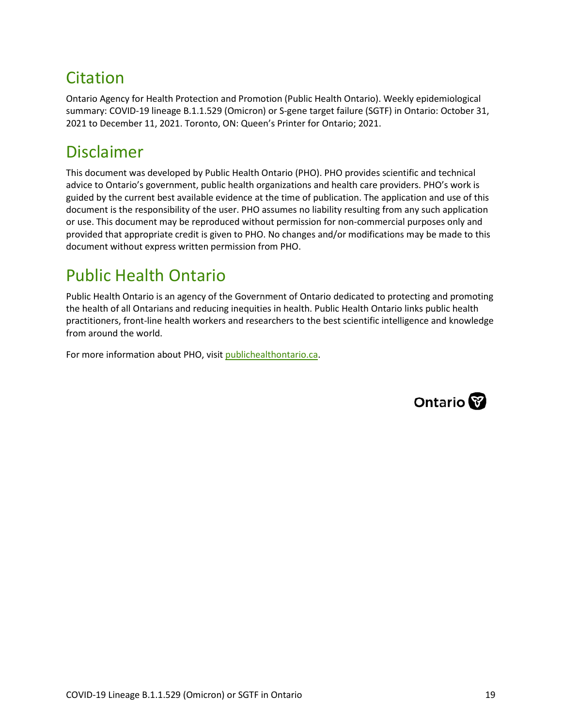## Citation

Ontario Agency for Health Protection and Promotion (Public Health Ontario). Weekly epidemiological summary: COVID-19 lineage B.1.1.529 (Omicron) or S-gene target failure (SGTF) in Ontario: October 31, 2021 to December 11, 2021. Toronto, ON: Queen's Printer for Ontario; 2021.

## Disclaimer

This document was developed by Public Health Ontario (PHO). PHO provides scientific and technical advice to Ontario's government, public health organizations and health care providers. PHO's work is guided by the current best available evidence at the time of publication. The application and use of this document is the responsibility of the user. PHO assumes no liability resulting from any such application or use. This document may be reproduced without permission for non-commercial purposes only and provided that appropriate credit is given to PHO. No changes and/or modifications may be made to this document without express written permission from PHO.

## Public Health Ontario

Public Health Ontario is an agency of the Government of Ontario dedicated to protecting and promoting the health of all Ontarians and reducing inequities in health. Public Health Ontario links public health practitioners, front-line health workers and researchers to the best scientific intelligence and knowledge from around the world.

For more information about PHO, visit [publichealthontario.ca](publichealthontario.ca).

Ontario